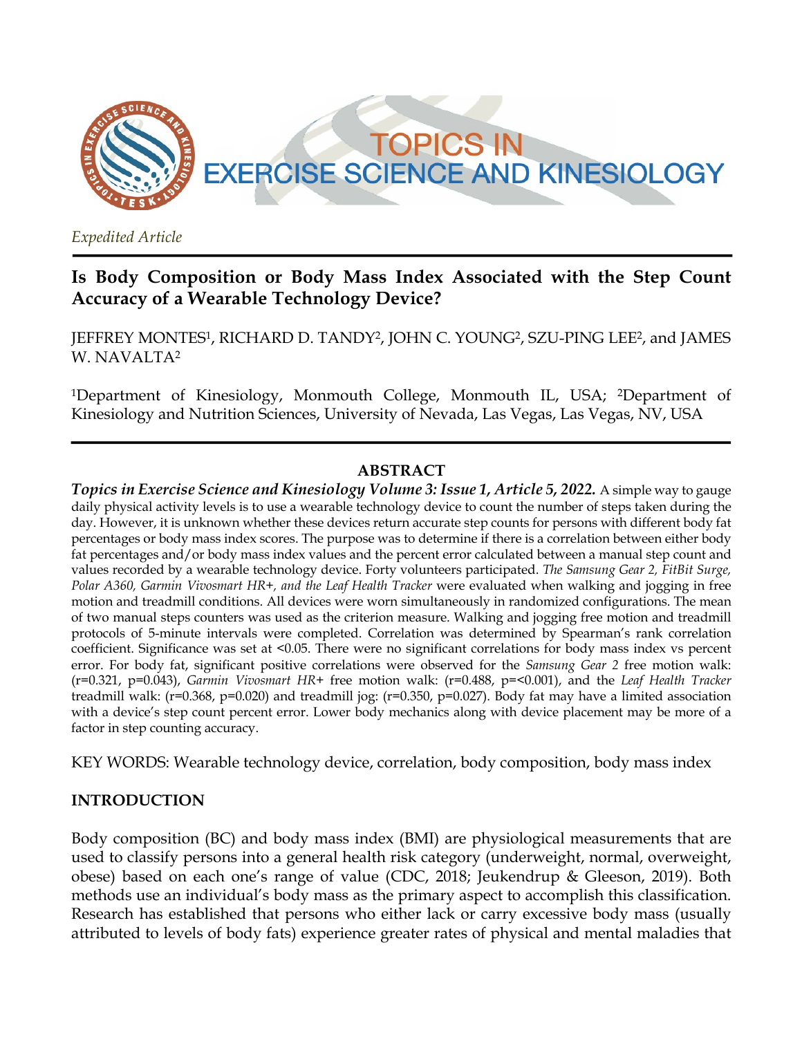*Expedited Article*

# Is Body Composition or Body Mass Index Associated with the Step Count Accuracy of a Wearable Technology Device?

JEFFREY MONTES[1], RICHARD D. TANDY[2], JOHN C. YOUNG[2], SZU-PING LEE[2], and JAMES W. NAVALTA[2]

[1]Department of Kinesiology, Monmouth College, Monmouth IL, USA; [2]Department of Kinesiology and Nutrition Sciences, University of Nevada, Las Vegas, Las Vegas, NV, USA

## ABSTRACT

***Topics in Exercise Science and Kinesiology Volume 3: Issue 1, Article 5, 2022.*** A simple way to gauge daily physical activity levels is to use a wearable technology device to count the number of steps taken during the day. However, it is unknown whether these devices return accurate step counts for persons with different body fat percentages or body mass index scores. The purpose was to determine if there is a correlation between either body fat percentages and/or body mass index values and the percent error calculated between a manual step count and values recorded by a wearable technology device. Forty volunteers participated. *The Samsung Gear 2, FitBit Surge, Polar A360, Garmin Vivosmart HR+, and the Leaf Health Tracker* were evaluated when walking and jogging in free motion and treadmill conditions. All devices were worn simultaneously in randomized configurations. The mean of two manual steps counters was used as the criterion measure. Walking and jogging free motion and treadmill protocols of 5-minute intervals were completed. Correlation was determined by Spearman's rank correlation coefficient. Significance was set at <0.05. There were no significant correlations for body mass index vs percent error. For body fat, significant positive correlations were observed for the *Samsung Gear 2* free motion walk: (r=0.321, p=0.043), *Garmin Vivosmart HR+* free motion walk: (r=0.488, p=<0.001), and the *Leaf Health Tracker* treadmill walk: (r=0.368, p=0.020) and treadmill jog: (r=0.350, p=0.027). Body fat may have a limited association with a device's step count percent error. Lower body mechanics along with device placement may be more of a factor in step counting accuracy.

KEY WORDS: Wearable technology device, correlation, body composition, body mass index

## INTRODUCTION

Body composition (BC) and body mass index (BMI) are physiological measurements that are used to classify persons into a general health risk category (underweight, normal, overweight, obese) based on each one's range of value (CDC, 2018; Jeukendrup & Gleeson, 2019). Both methods use an individual's body mass as the primary aspect to accomplish this classification. Research has established that persons who either lack or carry excessive body mass (usually attributed to levels of body fats) experience greater rates of physical and mental maladies that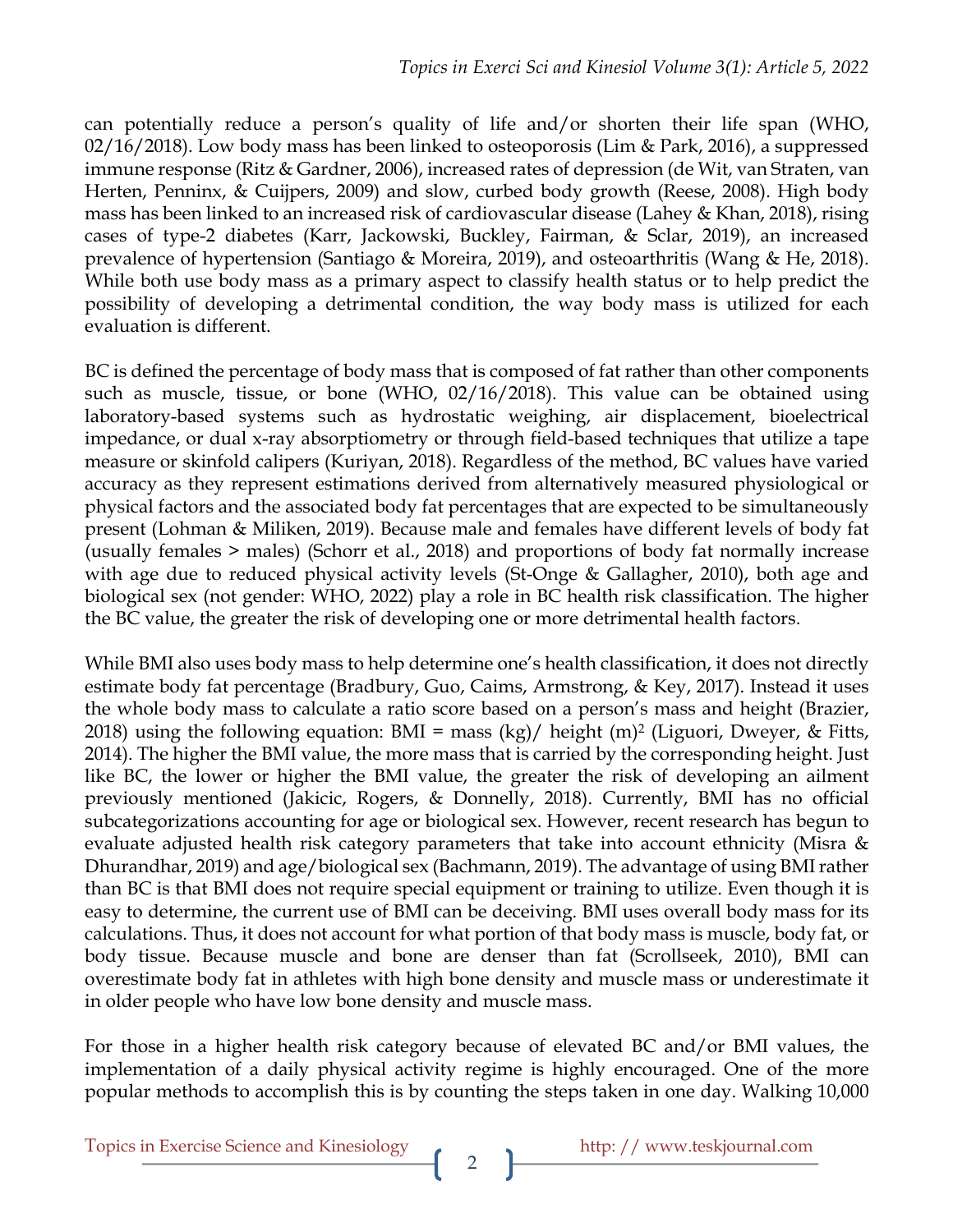can potentially reduce a person's quality of life and/or shorten their life span (WHO, 02/16/2018). Low body mass has been linked to osteoporosis (Lim & Park, 2016), a suppressed immune response (Ritz & Gardner, 2006), increased rates of depression (de Wit, van Straten, van Herten, Penninx, & Cuijpers, 2009) and slow, curbed body growth (Reese, 2008). High body mass has been linked to an increased risk of cardiovascular disease (Lahey & Khan, 2018), rising cases of type-2 diabetes (Karr, Jackowski, Buckley, Fairman, & Sclar, 2019), an increased prevalence of hypertension (Santiago & Moreira, 2019), and osteoarthritis (Wang & He, 2018). While both use body mass as a primary aspect to classify health status or to help predict the possibility of developing a detrimental condition, the way body mass is utilized for each evaluation is different.

BC is defined the percentage of body mass that is composed of fat rather than other components such as muscle, tissue, or bone (WHO, 02/16/2018). This value can be obtained using laboratory-based systems such as hydrostatic weighing, air displacement, bioelectrical impedance, or dual x-ray absorptiometry or through field-based techniques that utilize a tape measure or skinfold calipers (Kuriyan, 2018). Regardless of the method, BC values have varied accuracy as they represent estimations derived from alternatively measured physiological or physical factors and the associated body fat percentages that are expected to be simultaneously present (Lohman & Miliken, 2019). Because male and females have different levels of body fat (usually females > males) (Schorr et al., 2018) and proportions of body fat normally increase with age due to reduced physical activity levels (St-Onge & Gallagher, 2010), both age and biological sex (not gender: WHO, 2022) play a role in BC health risk classification. The higher the BC value, the greater the risk of developing one or more detrimental health factors.

While BMI also uses body mass to help determine one's health classification, it does not directly estimate body fat percentage (Bradbury, Guo, Caims, Armstrong, & Key, 2017). Instead it uses the whole body mass to calculate a ratio score based on a person's mass and height (Brazier, 2018) using the following equation: BMI = mass (kg)/ height (m)$^2$ (Liguori, Dweyer, & Fitts, 2014). The higher the BMI value, the more mass that is carried by the corresponding height. Just like BC, the lower or higher the BMI value, the greater the risk of developing an ailment previously mentioned (Jakicic, Rogers, & Donnelly, 2018). Currently, BMI has no official subcategorizations accounting for age or biological sex. However, recent research has begun to evaluate adjusted health risk category parameters that take into account ethnicity (Misra & Dhurandhar, 2019) and age/biological sex (Bachmann, 2019). The advantage of using BMI rather than BC is that BMI does not require special equipment or training to utilize. Even though it is easy to determine, the current use of BMI can be deceiving. BMI uses overall body mass for its calculations. Thus, it does not account for what portion of that body mass is muscle, body fat, or body tissue. Because muscle and bone are denser than fat (Scrollseek, 2010), BMI can overestimate body fat in athletes with high bone density and muscle mass or underestimate it in older people who have low bone density and muscle mass.

For those in a higher health risk category because of elevated BC and/or BMI values, the implementation of a daily physical activity regime is highly encouraged. One of the more popular methods to accomplish this is by counting the steps taken in one day. Walking 10,000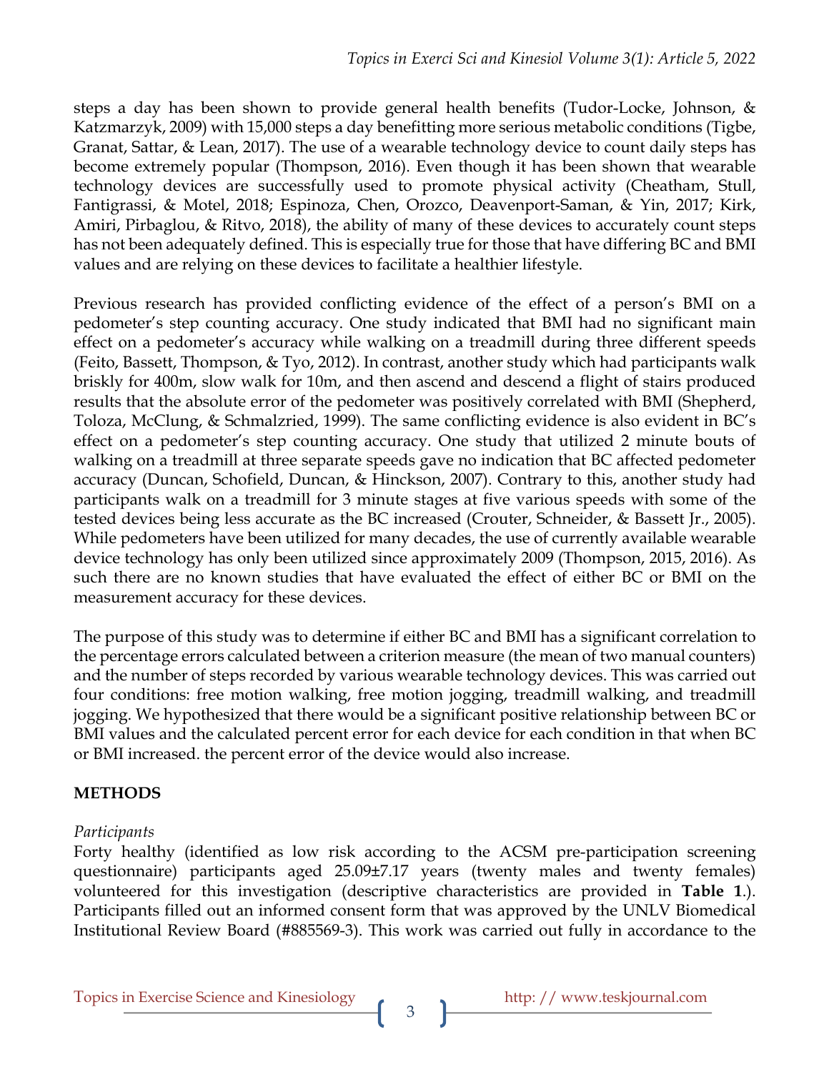steps a day has been shown to provide general health benefits (Tudor-Locke, Johnson, & Katzmarzyk, 2009) with 15,000 steps a day benefitting more serious metabolic conditions (Tigbe, Granat, Sattar, & Lean, 2017). The use of a wearable technology device to count daily steps has become extremely popular (Thompson, 2016). Even though it has been shown that wearable technology devices are successfully used to promote physical activity (Cheatham, Stull, Fantigrassi, & Motel, 2018; Espinoza, Chen, Orozco, Deavenport-Saman, & Yin, 2017; Kirk, Amiri, Pirbaglou, & Ritvo, 2018), the ability of many of these devices to accurately count steps has not been adequately defined. This is especially true for those that have differing BC and BMI values and are relying on these devices to facilitate a healthier lifestyle.

Previous research has provided conflicting evidence of the effect of a person's BMI on a pedometer's step counting accuracy. One study indicated that BMI had no significant main effect on a pedometer's accuracy while walking on a treadmill during three different speeds (Feito, Bassett, Thompson, & Tyo, 2012). In contrast, another study which had participants walk briskly for 400m, slow walk for 10m, and then ascend and descend a flight of stairs produced results that the absolute error of the pedometer was positively correlated with BMI (Shepherd, Toloza, McClung, & Schmalzried, 1999). The same conflicting evidence is also evident in BC's effect on a pedometer's step counting accuracy. One study that utilized 2 minute bouts of walking on a treadmill at three separate speeds gave no indication that BC affected pedometer accuracy (Duncan, Schofield, Duncan, & Hinckson, 2007). Contrary to this, another study had participants walk on a treadmill for 3 minute stages at five various speeds with some of the tested devices being less accurate as the BC increased (Crouter, Schneider, & Bassett Jr., 2005). While pedometers have been utilized for many decades, the use of currently available wearable device technology has only been utilized since approximately 2009 (Thompson, 2015, 2016). As such there are no known studies that have evaluated the effect of either BC or BMI on the measurement accuracy for these devices.

The purpose of this study was to determine if either BC and BMI has a significant correlation to the percentage errors calculated between a criterion measure (the mean of two manual counters) and the number of steps recorded by various wearable technology devices. This was carried out four conditions: free motion walking, free motion jogging, treadmill walking, and treadmill jogging. We hypothesized that there would be a significant positive relationship between BC or BMI values and the calculated percent error for each device for each condition in that when BC or BMI increased. the percent error of the device would also increase.

## METHODS

*Participants*

Forty healthy (identified as low risk according to the ACSM pre-participation screening questionnaire) participants aged 25.09±7.17 years (twenty males and twenty females) volunteered for this investigation (descriptive characteristics are provided in **Table 1**.). Participants filled out an informed consent form that was approved by the UNLV Biomedical Institutional Review Board (#885569-3). This work was carried out fully in accordance to the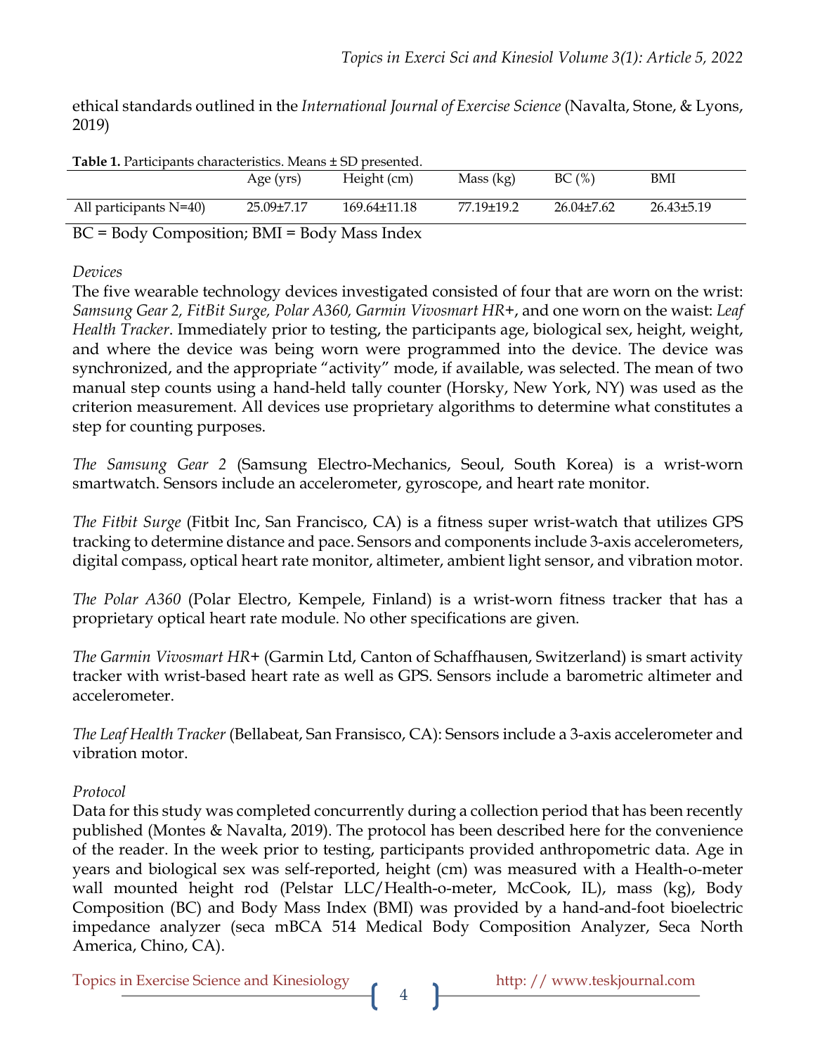ethical standards outlined in the *International Journal of Exercise Science* (Navalta, Stone, & Lyons, 2019)

**Table 1.** Participants characteristics. Means ± SD presented.

| | Age (yrs) | Height (cm) | Mass (kg) | BC (%) | BMI |
|---|---|---|---|---|---|
| All participants N=40) | 25.09±7.17 | 169.64±11.18 | 77.19±19.2 | 26.04±7.62 | 26.43±5.19 |

BC = Body Composition; BMI = Body Mass Index

*Devices*

The five wearable technology devices investigated consisted of four that are worn on the wrist: *Samsung Gear 2, FitBit Surge, Polar A360, Garmin Vivosmart HR+*, and one worn on the waist: *Leaf Health Tracker*. Immediately prior to testing, the participants age, biological sex, height, weight, and where the device was being worn were programmed into the device. The device was synchronized, and the appropriate "activity" mode, if available, was selected. The mean of two manual step counts using a hand-held tally counter (Horsky, New York, NY) was used as the criterion measurement. All devices use proprietary algorithms to determine what constitutes a step for counting purposes.

*The Samsung Gear 2* (Samsung Electro-Mechanics, Seoul, South Korea) is a wrist-worn smartwatch. Sensors include an accelerometer, gyroscope, and heart rate monitor.

*The Fitbit Surge* (Fitbit Inc, San Francisco, CA) is a fitness super wrist-watch that utilizes GPS tracking to determine distance and pace. Sensors and components include 3-axis accelerometers, digital compass, optical heart rate monitor, altimeter, ambient light sensor, and vibration motor.

*The Polar A360* (Polar Electro, Kempele, Finland) is a wrist-worn fitness tracker that has a proprietary optical heart rate module. No other specifications are given.

*The Garmin Vivosmart HR+* (Garmin Ltd, Canton of Schaffhausen, Switzerland) is smart activity tracker with wrist-based heart rate as well as GPS. Sensors include a barometric altimeter and accelerometer.

*The Leaf Health Tracker* (Bellabeat, San Fransisco, CA): Sensors include a 3-axis accelerometer and vibration motor.

*Protocol*

Data for this study was completed concurrently during a collection period that has been recently published (Montes & Navalta, 2019). The protocol has been described here for the convenience of the reader. In the week prior to testing, participants provided anthropometric data. Age in years and biological sex was self-reported, height (cm) was measured with a Health-o-meter wall mounted height rod (Pelstar LLC/Health-o-meter, McCook, IL), mass (kg), Body Composition (BC) and Body Mass Index (BMI) was provided by a hand-and-foot bioelectric impedance analyzer (seca mBCA 514 Medical Body Composition Analyzer, Seca North America, Chino, CA).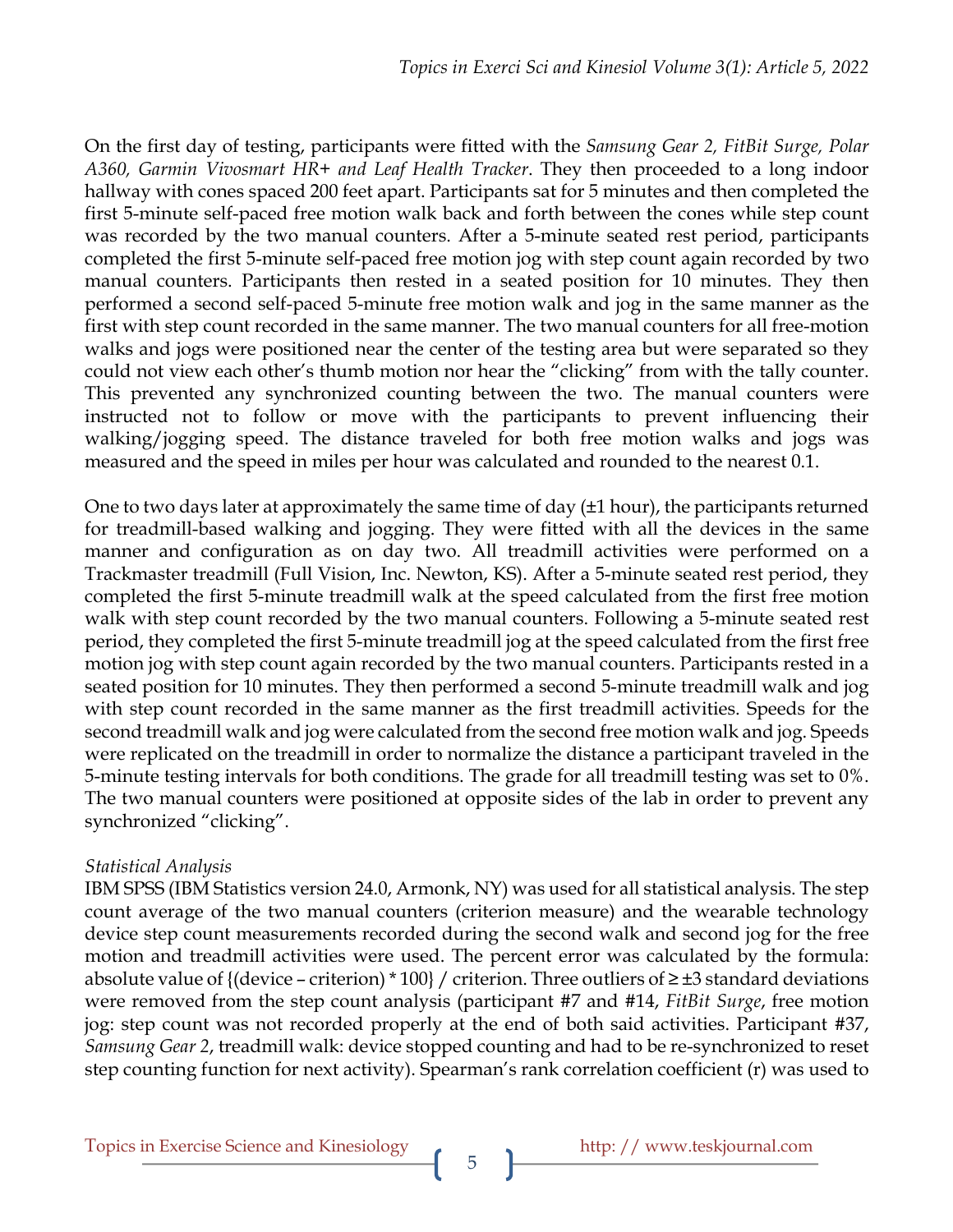On the first day of testing, participants were fitted with the *Samsung Gear 2, FitBit Surge, Polar A360, Garmin Vivosmart HR+ and Leaf Health Tracker*. They then proceeded to a long indoor hallway with cones spaced 200 feet apart. Participants sat for 5 minutes and then completed the first 5-minute self-paced free motion walk back and forth between the cones while step count was recorded by the two manual counters. After a 5-minute seated rest period, participants completed the first 5-minute self-paced free motion jog with step count again recorded by two manual counters. Participants then rested in a seated position for 10 minutes. They then performed a second self-paced 5-minute free motion walk and jog in the same manner as the first with step count recorded in the same manner. The two manual counters for all free-motion walks and jogs were positioned near the center of the testing area but were separated so they could not view each other's thumb motion nor hear the "clicking" from with the tally counter. This prevented any synchronized counting between the two. The manual counters were instructed not to follow or move with the participants to prevent influencing their walking/jogging speed. The distance traveled for both free motion walks and jogs was measured and the speed in miles per hour was calculated and rounded to the nearest 0.1.

One to two days later at approximately the same time of day (±1 hour), the participants returned for treadmill-based walking and jogging. They were fitted with all the devices in the same manner and configuration as on day two. All treadmill activities were performed on a Trackmaster treadmill (Full Vision, Inc. Newton, KS). After a 5-minute seated rest period, they completed the first 5-minute treadmill walk at the speed calculated from the first free motion walk with step count recorded by the two manual counters. Following a 5-minute seated rest period, they completed the first 5-minute treadmill jog at the speed calculated from the first free motion jog with step count again recorded by the two manual counters. Participants rested in a seated position for 10 minutes. They then performed a second 5-minute treadmill walk and jog with step count recorded in the same manner as the first treadmill activities. Speeds for the second treadmill walk and jog were calculated from the second free motion walk and jog. Speeds were replicated on the treadmill in order to normalize the distance a participant traveled in the 5-minute testing intervals for both conditions. The grade for all treadmill testing was set to 0%. The two manual counters were positioned at opposite sides of the lab in order to prevent any synchronized "clicking".

*Statistical Analysis*

IBM SPSS (IBM Statistics version 24.0, Armonk, NY) was used for all statistical analysis. The step count average of the two manual counters (criterion measure) and the wearable technology device step count measurements recorded during the second walk and second jog for the free motion and treadmill activities were used. The percent error was calculated by the formula: absolute value of {(device – criterion) * 100} / criterion. Three outliers of ≥ ±3 standard deviations were removed from the step count analysis (participant #7 and #14, *FitBit Surge*, free motion jog: step count was not recorded properly at the end of both said activities. Participant #37, *Samsung Gear 2*, treadmill walk: device stopped counting and had to be re-synchronized to reset step counting function for next activity). Spearman's rank correlation coefficient (r) was used to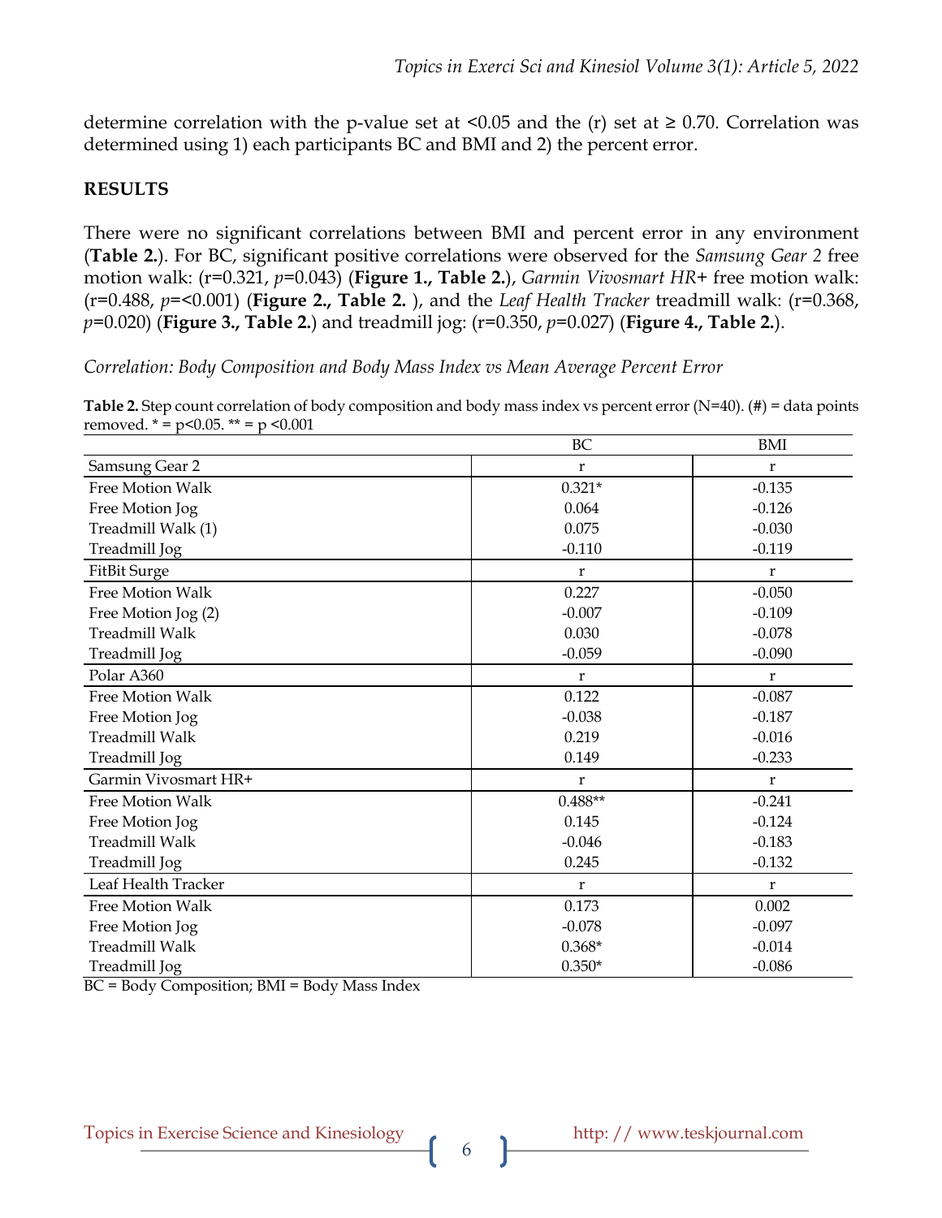determine correlation with the p-value set at <0.05 and the (r) set at ≥ 0.70. Correlation was determined using 1) each participants BC and BMI and 2) the percent error.

## RESULTS

There were no significant correlations between BMI and percent error in any environment (**Table 2.**). For BC, significant positive correlations were observed for the *Samsung Gear 2* free motion walk: (r=0.321, *p*=0.043) (**Figure 1., Table 2.**), *Garmin Vivosmart HR*+ free motion walk: (r=0.488, *p*=<0.001) (**Figure 2., Table 2.** ), and the *Leaf Health Tracker* treadmill walk: (r=0.368, *p*=0.020) (**Figure 3., Table 2.**) and treadmill jog: (r=0.350, *p*=0.027) (**Figure 4., Table 2.**).

*Correlation: Body Composition and Body Mass Index vs Mean Average Percent Error*

**Table 2.** Step count correlation of body composition and body mass index vs percent error (N=40). (#) = data points removed. * = p<0.05. ** = p <0.001

| | BC | BMI |
|---|---|---|
| Samsung Gear 2 | r | r |
| Free Motion Walk | 0.321* | -0.135 |
| Free Motion Jog | 0.064 | -0.126 |
| Treadmill Walk (1) | 0.075 | -0.030 |
| Treadmill Jog | -0.110 | -0.119 |
| FitBit Surge | r | r |
| Free Motion Walk | 0.227 | -0.050 |
| Free Motion Jog (2) | -0.007 | -0.109 |
| Treadmill Walk | 0.030 | -0.078 |
| Treadmill Jog | -0.059 | -0.090 |
| Polar A360 | r | r |
| Free Motion Walk | 0.122 | -0.087 |
| Free Motion Jog | -0.038 | -0.187 |
| Treadmill Walk | 0.219 | -0.016 |
| Treadmill Jog | 0.149 | -0.233 |
| Garmin Vivosmart HR+ | r | r |
| Free Motion Walk | 0.488** | -0.241 |
| Free Motion Jog | 0.145 | -0.124 |
| Treadmill Walk | -0.046 | -0.183 |
| Treadmill Jog | 0.245 | -0.132 |
| Leaf Health Tracker | r | r |
| Free Motion Walk | 0.173 | 0.002 |
| Free Motion Jog | -0.078 | -0.097 |
| Treadmill Walk | 0.368* | -0.014 |
| Treadmill Jog | 0.350* | -0.086 |

BC = Body Composition; BMI = Body Mass Index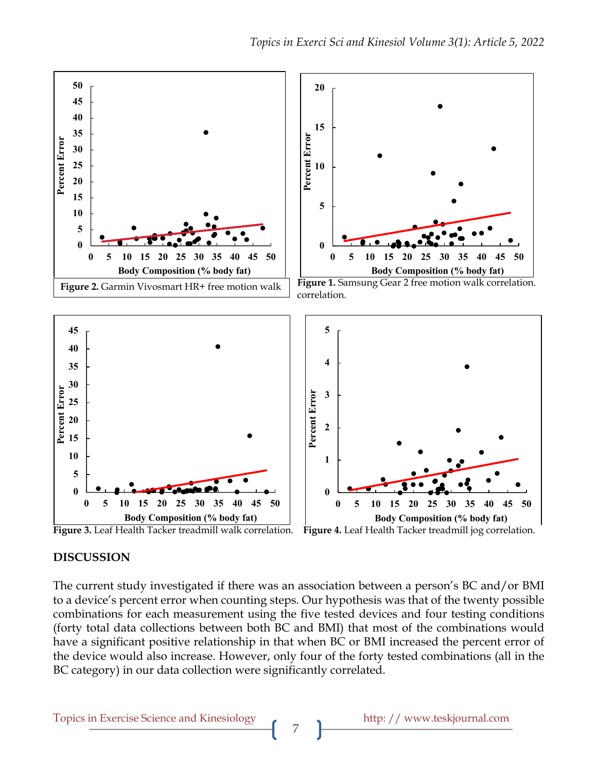Figure 2. Garmin Vivosmart HR+ free motion walk

Figure 1. Samsung Gear 2 free motion walk correlation. correlation.

Figure 3. Leaf Health Tacker treadmill walk correlation.

Figure 4. Leaf Health Tacker treadmill jog correlation.

## DISCUSSION

The current study investigated if there was an association between a person's BC and/or BMI to a device's percent error when counting steps. Our hypothesis was that of the twenty possible combinations for each measurement using the five tested devices and four testing conditions (forty total data collections between both BC and BMI) that most of the combinations would have a significant positive relationship in that when BC or BMI increased the percent error of the device would also increase. However, only four of the forty tested combinations (all in the BC category) in our data collection were significantly correlated.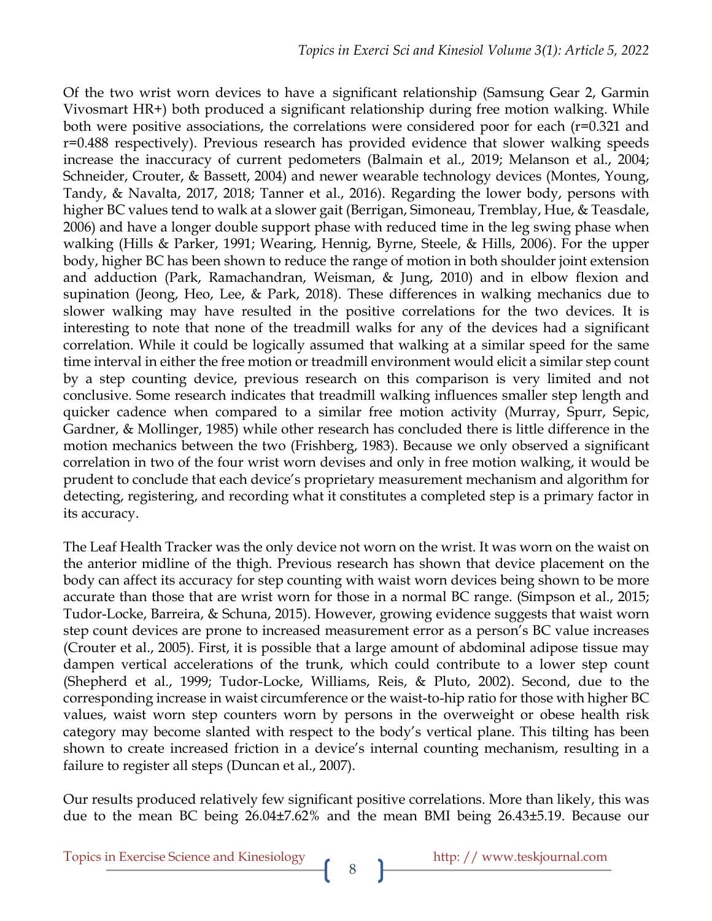Of the two wrist worn devices to have a significant relationship (Samsung Gear 2, Garmin Vivosmart HR+) both produced a significant relationship during free motion walking. While both were positive associations, the correlations were considered poor for each ($r=0.321$ and $r=0.488$ respectively). Previous research has provided evidence that slower walking speeds increase the inaccuracy of current pedometers (Balmain et al., 2019; Melanson et al., 2004; Schneider, Crouter, & Bassett, 2004) and newer wearable technology devices (Montes, Young, Tandy, & Navalta, 2017, 2018; Tanner et al., 2016). Regarding the lower body, persons with higher BC values tend to walk at a slower gait (Berrigan, Simoneau, Tremblay, Hue, & Teasdale, 2006) and have a longer double support phase with reduced time in the leg swing phase when walking (Hills & Parker, 1991; Wearing, Hennig, Byrne, Steele, & Hills, 2006). For the upper body, higher BC has been shown to reduce the range of motion in both shoulder joint extension and adduction (Park, Ramachandran, Weisman, & Jung, 2010) and in elbow flexion and supination (Jeong, Heo, Lee, & Park, 2018). These differences in walking mechanics due to slower walking may have resulted in the positive correlations for the two devices. It is interesting to note that none of the treadmill walks for any of the devices had a significant correlation. While it could be logically assumed that walking at a similar speed for the same time interval in either the free motion or treadmill environment would elicit a similar step count by a step counting device, previous research on this comparison is very limited and not conclusive. Some research indicates that treadmill walking influences smaller step length and quicker cadence when compared to a similar free motion activity (Murray, Spurr, Sepic, Gardner, & Mollinger, 1985) while other research has concluded there is little difference in the motion mechanics between the two (Frishberg, 1983). Because we only observed a significant correlation in two of the four wrist worn devises and only in free motion walking, it would be prudent to conclude that each device's proprietary measurement mechanism and algorithm for detecting, registering, and recording what it constitutes a completed step is a primary factor in its accuracy.

The Leaf Health Tracker was the only device not worn on the wrist. It was worn on the waist on the anterior midline of the thigh. Previous research has shown that device placement on the body can affect its accuracy for step counting with waist worn devices being shown to be more accurate than those that are wrist worn for those in a normal BC range. (Simpson et al., 2015; Tudor-Locke, Barreira, & Schuna, 2015). However, growing evidence suggests that waist worn step count devices are prone to increased measurement error as a person's BC value increases (Crouter et al., 2005). First, it is possible that a large amount of abdominal adipose tissue may dampen vertical accelerations of the trunk, which could contribute to a lower step count (Shepherd et al., 1999; Tudor-Locke, Williams, Reis, & Pluto, 2002). Second, due to the corresponding increase in waist circumference or the waist-to-hip ratio for those with higher BC values, waist worn step counters worn by persons in the overweight or obese health risk category may become slanted with respect to the body's vertical plane. This tilting has been shown to create increased friction in a device's internal counting mechanism, resulting in a failure to register all steps (Duncan et al., 2007).

Our results produced relatively few significant positive correlations. More than likely, this was due to the mean BC being 26.04±7.62% and the mean BMI being 26.43±5.19. Because our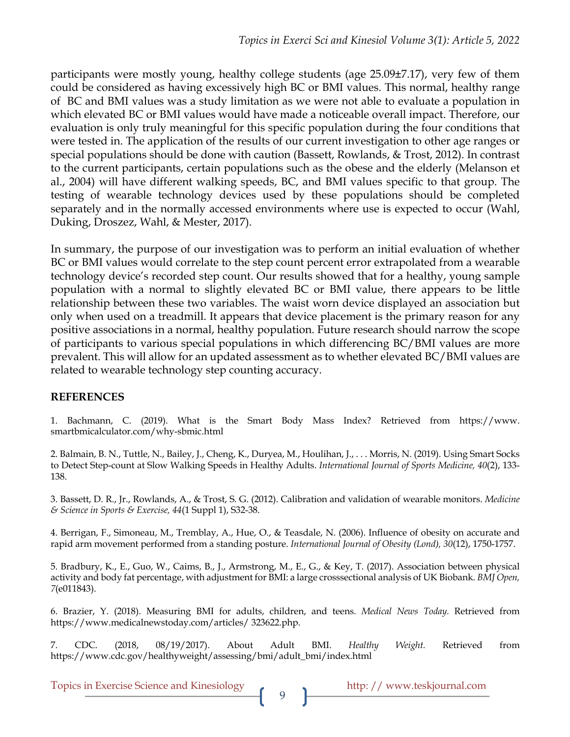participants were mostly young, healthy college students (age 25.09±7.17), very few of them could be considered as having excessively high BC or BMI values. This normal, healthy range of BC and BMI values was a study limitation as we were not able to evaluate a population in which elevated BC or BMI values would have made a noticeable overall impact. Therefore, our evaluation is only truly meaningful for this specific population during the four conditions that were tested in. The application of the results of our current investigation to other age ranges or special populations should be done with caution (Bassett, Rowlands, & Trost, 2012). In contrast to the current participants, certain populations such as the obese and the elderly (Melanson et al., 2004) will have different walking speeds, BC, and BMI values specific to that group. The testing of wearable technology devices used by these populations should be completed separately and in the normally accessed environments where use is expected to occur (Wahl, Duking, Droszez, Wahl, & Mester, 2017).

In summary, the purpose of our investigation was to perform an initial evaluation of whether BC or BMI values would correlate to the step count percent error extrapolated from a wearable technology device's recorded step count. Our results showed that for a healthy, young sample population with a normal to slightly elevated BC or BMI value, there appears to be little relationship between these two variables. The waist worn device displayed an association but only when used on a treadmill. It appears that device placement is the primary reason for any positive associations in a normal, healthy population. Future research should narrow the scope of participants to various special populations in which differencing BC/BMI values are more prevalent. This will allow for an updated assessment as to whether elevated BC/BMI values are related to wearable technology step counting accuracy.

## REFERENCES

1. Bachmann, C. (2019). What is the Smart Body Mass Index? Retrieved from https://www.smartbmicalculator.com/why-sbmic.html

2. Balmain, B. N., Tuttle, N., Bailey, J., Cheng, K., Duryea, M., Houlihan, J., . . . Morris, N. (2019). Using Smart Socks to Detect Step-count at Slow Walking Speeds in Healthy Adults. *International Journal of Sports Medicine, 40*(2), 133-138.

3. Bassett, D. R., Jr., Rowlands, A., & Trost, S. G. (2012). Calibration and validation of wearable monitors. *Medicine & Science in Sports & Exercise, 44*(1 Suppl 1), S32-38.

4. Berrigan, F., Simoneau, M., Tremblay, A., Hue, O., & Teasdale, N. (2006). Influence of obesity on accurate and rapid arm movement performed from a standing posture. *International Journal of Obesity (Lond), 30*(12), 1750-1757.

5. Bradbury, K., E., Guo, W., Caims, B., J., Armstrong, M., E., G., & Key, T. (2017). Association between physical activity and body fat percentage, with adjustment for BMI: a large crosssectional analysis of UK Biobank. *BMJ Open, 7*(e011843).

6. Brazier, Y. (2018). Measuring BMI for adults, children, and teens. *Medical News Today*. Retrieved from https://www.medicalnewstoday.com/articles/ 323622.php.

7. CDC. (2018, 08/19/2017). About Adult BMI. *Healthy Weight*. Retrieved from https://www.cdc.gov/healthyweight/assessing/bmi/adult_bmi/index.html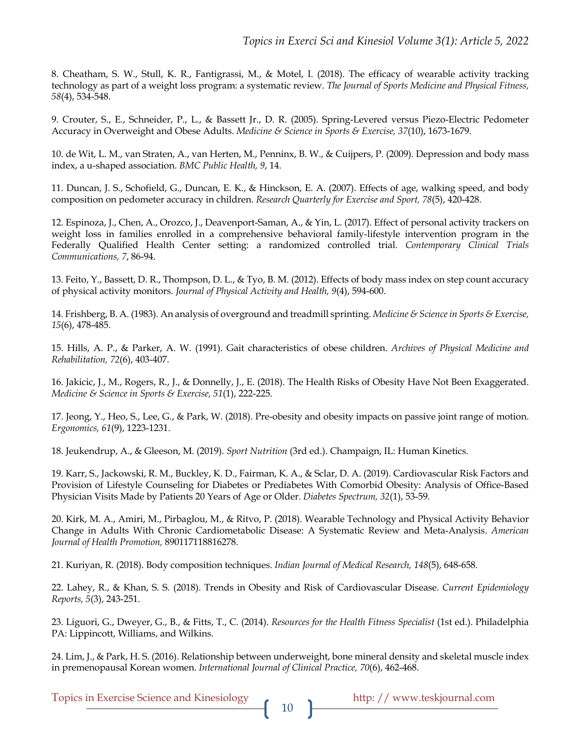8. Cheatham, S. W., Stull, K. R., Fantigrassi, M., & Motel, I. (2018). The efficacy of wearable activity tracking technology as part of a weight loss program: a systematic review. *The Journal of Sports Medicine and Physical Fitness, 58*(4), 534-548.

9. Crouter, S., E., Schneider, P., L., & Bassett Jr., D. R. (2005). Spring-Levered versus Piezo-Electric Pedometer Accuracy in Overweight and Obese Adults. *Medicine & Science in Sports & Exercise, 37*(10), 1673-1679.

10. de Wit, L. M., van Straten, A., van Herten, M., Penninx, B. W., & Cuijpers, P. (2009). Depression and body mass index, a u-shaped association. *BMC Public Health, 9*, 14.

11. Duncan, J. S., Schofield, G., Duncan, E. K., & Hinckson, E. A. (2007). Effects of age, walking speed, and body composition on pedometer accuracy in children. *Research Quarterly for Exercise and Sport, 78*(5), 420-428.

12. Espinoza, J., Chen, A., Orozco, J., Deavenport-Saman, A., & Yin, L. (2017). Effect of personal activity trackers on weight loss in families enrolled in a comprehensive behavioral family-lifestyle intervention program in the Federally Qualified Health Center setting: a randomized controlled trial. *Contemporary Clinical Trials Communications, 7*, 86-94.

13. Feito, Y., Bassett, D. R., Thompson, D. L., & Tyo, B. M. (2012). Effects of body mass index on step count accuracy of physical activity monitors. *Journal of Physical Activity and Health, 9*(4), 594-600.

14. Frishberg, B. A. (1983). An analysis of overground and treadmill sprinting. *Medicine & Science in Sports & Exercise, 15*(6), 478-485.

15. Hills, A. P., & Parker, A. W. (1991). Gait characteristics of obese children. *Archives of Physical Medicine and Rehabilitation, 72*(6), 403-407.

16. Jakicic, J., M., Rogers, R., J., & Donnelly, J., E. (2018). The Health Risks of Obesity Have Not Been Exaggerated. *Medicine & Science in Sports & Exercise, 51*(1), 222-225.

17. Jeong, Y., Heo, S., Lee, G., & Park, W. (2018). Pre-obesity and obesity impacts on passive joint range of motion. *Ergonomics, 61*(9), 1223-1231.

18. Jeukendrup, A., & Gleeson, M. (2019). *Sport Nutrition* (3rd ed.). Champaign, IL: Human Kinetics.

19. Karr, S., Jackowski, R. M., Buckley, K. D., Fairman, K. A., & Sclar, D. A. (2019). Cardiovascular Risk Factors and Provision of Lifestyle Counseling for Diabetes or Prediabetes With Comorbid Obesity: Analysis of Office-Based Physician Visits Made by Patients 20 Years of Age or Older. *Diabetes Spectrum, 32*(1), 53-59.

20. Kirk, M. A., Amiri, M., Pirbaglou, M., & Ritvo, P. (2018). Wearable Technology and Physical Activity Behavior Change in Adults With Chronic Cardiometabolic Disease: A Systematic Review and Meta-Analysis. *American Journal of Health Promotion,* 890117118816278.

21. Kuriyan, R. (2018). Body composition techniques. *Indian Journal of Medical Research, 148*(5), 648-658.

22. Lahey, R., & Khan, S. S. (2018). Trends in Obesity and Risk of Cardiovascular Disease. *Current Epidemiology Reports, 5*(3), 243-251.

23. Liguori, G., Dweyer, G., B., & Fitts, T., C. (2014). *Resources for the Health Fitness Specialist* (1st ed.). Philadelphia PA: Lippincott, Williams, and Wilkins.

24. Lim, J., & Park, H. S. (2016). Relationship between underweight, bone mineral density and skeletal muscle index in premenopausal Korean women. *International Journal of Clinical Practice, 70*(6), 462-468.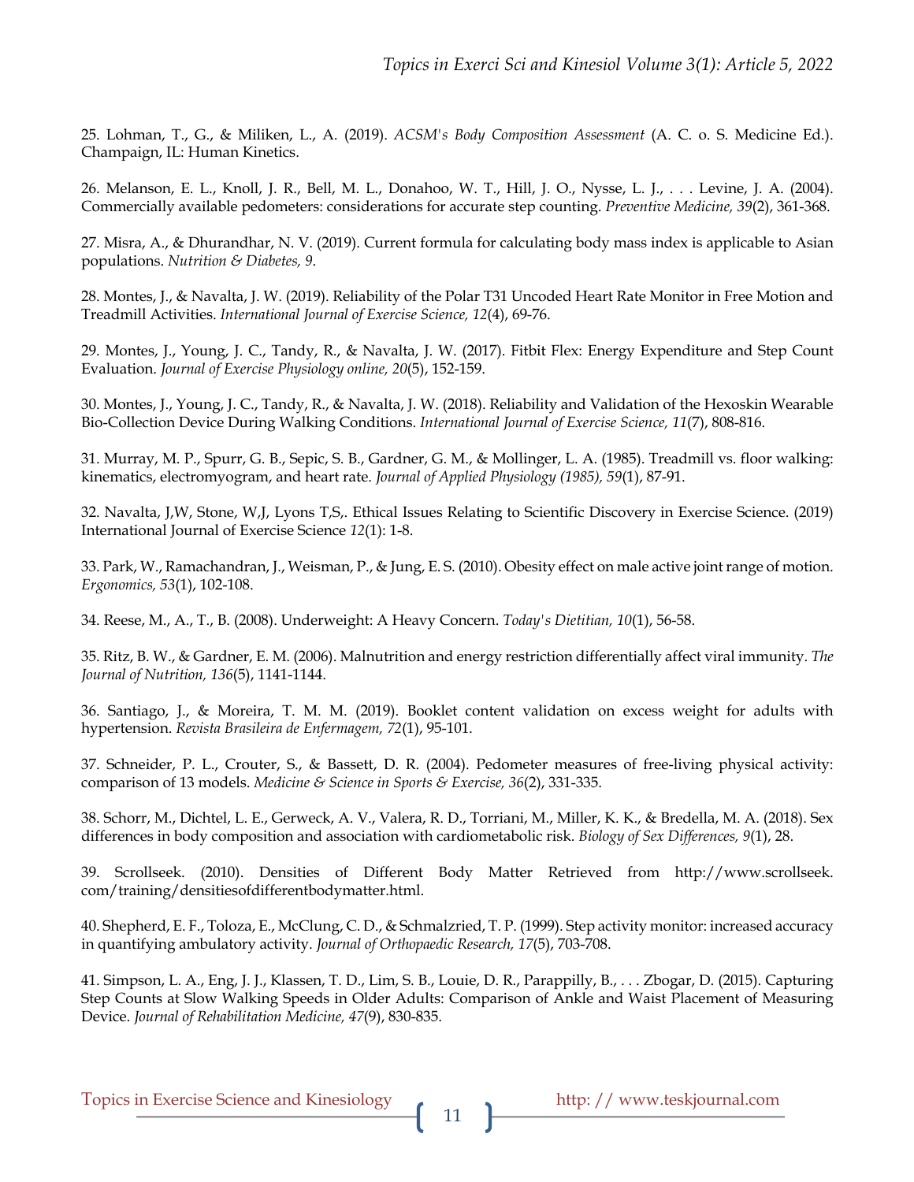25. Lohman, T., G., & Miliken, L., A. (2019). *ACSM's Body Composition Assessment* (A. C. o. S. Medicine Ed.). Champaign, IL: Human Kinetics.

26. Melanson, E. L., Knoll, J. R., Bell, M. L., Donahoo, W. T., Hill, J. O., Nysse, L. J., . . . Levine, J. A. (2004). Commercially available pedometers: considerations for accurate step counting. *Preventive Medicine, 39*(2), 361-368.

27. Misra, A., & Dhurandhar, N. V. (2019). Current formula for calculating body mass index is applicable to Asian populations. *Nutrition & Diabetes, 9*.

28. Montes, J., & Navalta, J. W. (2019). Reliability of the Polar T31 Uncoded Heart Rate Monitor in Free Motion and Treadmill Activities. *International Journal of Exercise Science, 12*(4), 69-76.

29. Montes, J., Young, J. C., Tandy, R., & Navalta, J. W. (2017). Fitbit Flex: Energy Expenditure and Step Count Evaluation. *Journal of Exercise Physiology online, 20*(5), 152-159.

30. Montes, J., Young, J. C., Tandy, R., & Navalta, J. W. (2018). Reliability and Validation of the Hexoskin Wearable Bio-Collection Device During Walking Conditions. *International Journal of Exercise Science, 11*(7), 808-816.

31. Murray, M. P., Spurr, G. B., Sepic, S. B., Gardner, G. M., & Mollinger, L. A. (1985). Treadmill vs. floor walking: kinematics, electromyogram, and heart rate. *Journal of Applied Physiology (1985), 59*(1), 87-91.

32. Navalta, J,W, Stone, W,J, Lyons T,S,. Ethical Issues Relating to Scientific Discovery in Exercise Science. (2019) International Journal of Exercise Science *12*(1): 1-8.

33. Park, W., Ramachandran, J., Weisman, P., & Jung, E. S. (2010). Obesity effect on male active joint range of motion. *Ergonomics, 53*(1), 102-108.

34. Reese, M., A., T., B. (2008). Underweight: A Heavy Concern. *Today's Dietitian, 10*(1), 56-58.

35. Ritz, B. W., & Gardner, E. M. (2006). Malnutrition and energy restriction differentially affect viral immunity. *The Journal of Nutrition, 136*(5), 1141-1144.

36. Santiago, J., & Moreira, T. M. M. (2019). Booklet content validation on excess weight for adults with hypertension. *Revista Brasileira de Enfermagem, 72*(1), 95-101.

37. Schneider, P. L., Crouter, S., & Bassett, D. R. (2004). Pedometer measures of free-living physical activity: comparison of 13 models. *Medicine & Science in Sports & Exercise, 36*(2), 331-335.

38. Schorr, M., Dichtel, L. E., Gerweck, A. V., Valera, R. D., Torriani, M., Miller, K. K., & Bredella, M. A. (2018). Sex differences in body composition and association with cardiometabolic risk. *Biology of Sex Differences, 9*(1), 28.

39. Scrollseek. (2010). Densities of Different Body Matter Retrieved from http://www.scrollseek.com/training/densitiesofdifferentbodymatter.html.

40. Shepherd, E. F., Toloza, E., McClung, C. D., & Schmalzried, T. P. (1999). Step activity monitor: increased accuracy in quantifying ambulatory activity. *Journal of Orthopaedic Research, 17*(5), 703-708.

41. Simpson, L. A., Eng, J. J., Klassen, T. D., Lim, S. B., Louie, D. R., Parappilly, B., . . . Zbogar, D. (2015). Capturing Step Counts at Slow Walking Speeds in Older Adults: Comparison of Ankle and Waist Placement of Measuring Device. *Journal of Rehabilitation Medicine, 47*(9), 830-835.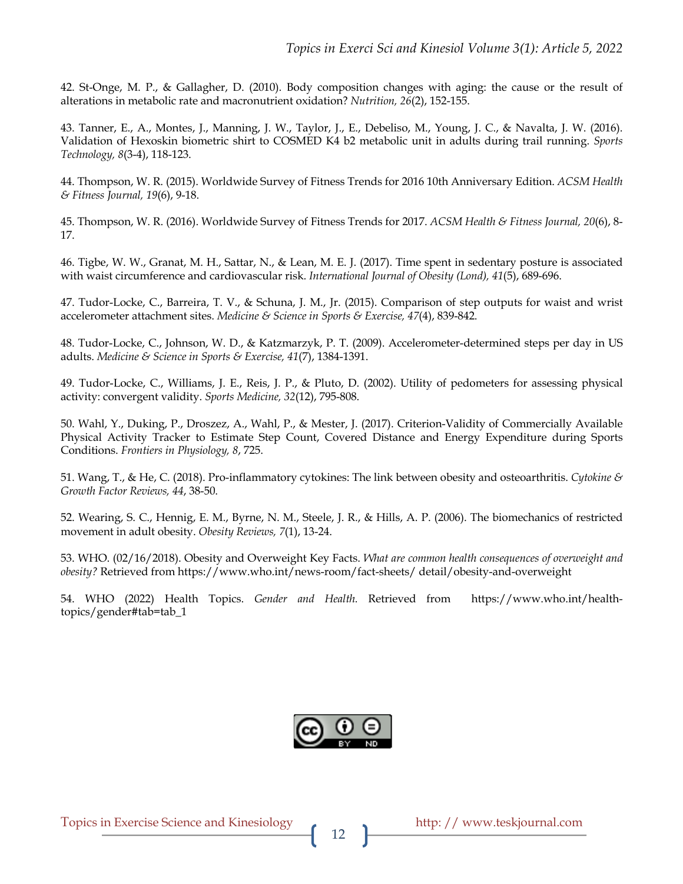42. St-Onge, M. P., & Gallagher, D. (2010). Body composition changes with aging: the cause or the result of alterations in metabolic rate and macronutrient oxidation? *Nutrition, 26*(2), 152-155.

43. Tanner, E., A., Montes, J., Manning, J. W., Taylor, J., E., Debeliso, M., Young, J. C., & Navalta, J. W. (2016). Validation of Hexoskin biometric shirt to COSMED K4 b2 metabolic unit in adults during trail running. *Sports Technology, 8*(3-4), 118-123.

44. Thompson, W. R. (2015). Worldwide Survey of Fitness Trends for 2016 10th Anniversary Edition. *ACSM Health & Fitness Journal, 19*(6), 9-18.

45. Thompson, W. R. (2016). Worldwide Survey of Fitness Trends for 2017. *ACSM Health & Fitness Journal, 20*(6), 8-17.

46. Tigbe, W. W., Granat, M. H., Sattar, N., & Lean, M. E. J. (2017). Time spent in sedentary posture is associated with waist circumference and cardiovascular risk. *International Journal of Obesity (Lond), 41*(5), 689-696.

47. Tudor-Locke, C., Barreira, T. V., & Schuna, J. M., Jr. (2015). Comparison of step outputs for waist and wrist accelerometer attachment sites. *Medicine & Science in Sports & Exercise, 47*(4), 839-842.

48. Tudor-Locke, C., Johnson, W. D., & Katzmarzyk, P. T. (2009). Accelerometer-determined steps per day in US adults. *Medicine & Science in Sports & Exercise, 41*(7), 1384-1391.

49. Tudor-Locke, C., Williams, J. E., Reis, J. P., & Pluto, D. (2002). Utility of pedometers for assessing physical activity: convergent validity. *Sports Medicine, 32*(12), 795-808.

50. Wahl, Y., Duking, P., Droszez, A., Wahl, P., & Mester, J. (2017). Criterion-Validity of Commercially Available Physical Activity Tracker to Estimate Step Count, Covered Distance and Energy Expenditure during Sports Conditions. *Frontiers in Physiology, 8*, 725.

51. Wang, T., & He, C. (2018). Pro-inflammatory cytokines: The link between obesity and osteoarthritis. *Cytokine & Growth Factor Reviews, 44*, 38-50.

52. Wearing, S. C., Hennig, E. M., Byrne, N. M., Steele, J. R., & Hills, A. P. (2006). The biomechanics of restricted movement in adult obesity. *Obesity Reviews, 7*(1), 13-24.

53. WHO. (02/16/2018). Obesity and Overweight Key Facts. *What are common health consequences of overweight and obesity?* Retrieved from https://www.who.int/news-room/fact-sheets/ detail/obesity-and-overweight

54. WHO (2022) Health Topics. *Gender and Health.* Retrieved from https://www.who.int/health-topics/gender#tab=tab_1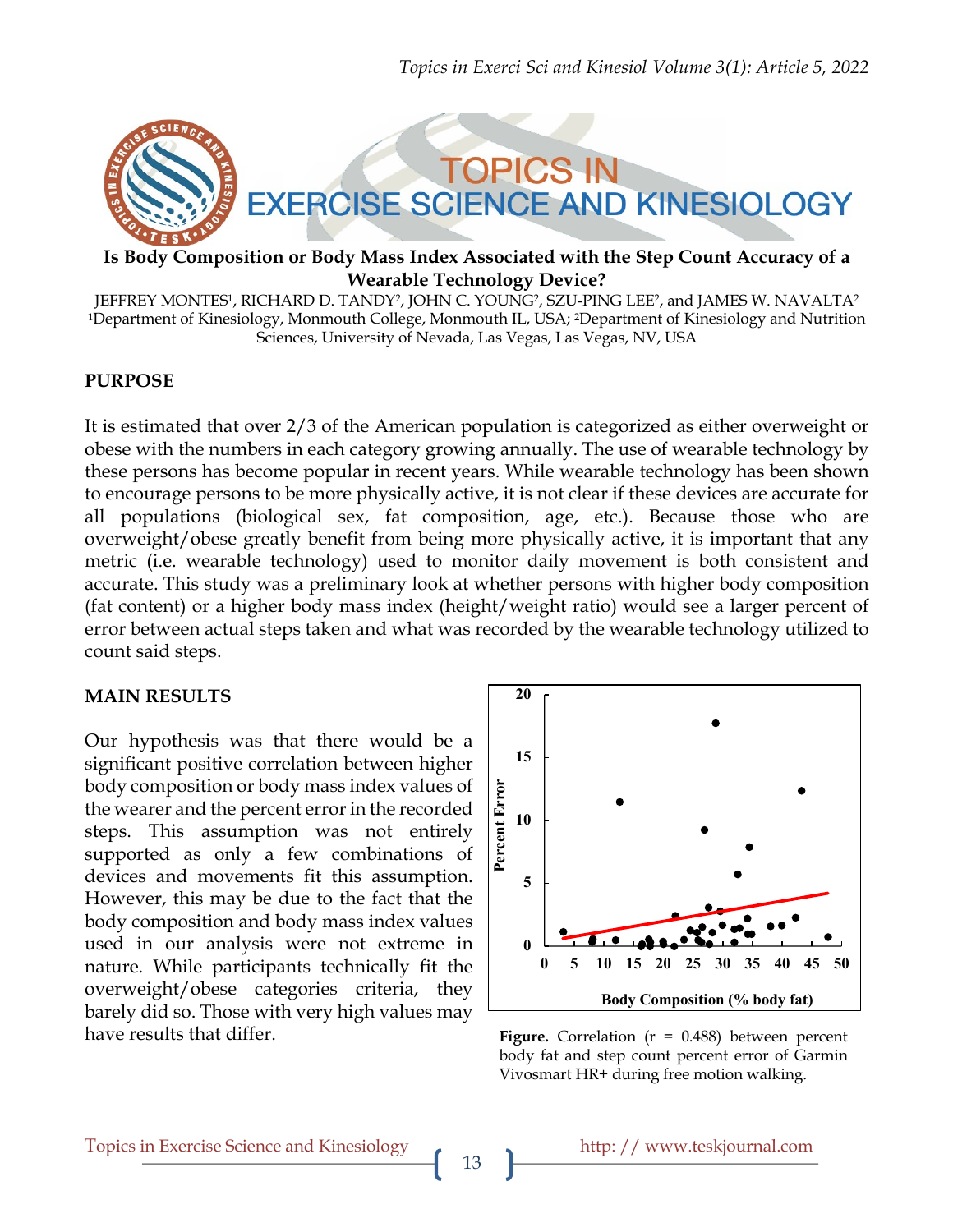**Is Body Composition or Body Mass Index Associated with the Step Count Accuracy of a Wearable Technology Device?**

JEFFREY MONTES[1], RICHARD D. TANDY[2], JOHN C. YOUNG[2], SZU-PING LEE[2], and JAMES W. NAVALTA[2]

[1]Department of Kinesiology, Monmouth College, Monmouth IL, USA; [2]Department of Kinesiology and Nutrition Sciences, University of Nevada, Las Vegas, Las Vegas, NV, USA

## PURPOSE

It is estimated that over 2/3 of the American population is categorized as either overweight or obese with the numbers in each category growing annually. The use of wearable technology by these persons has become popular in recent years. While wearable technology has been shown to encourage persons to be more physically active, it is not clear if these devices are accurate for all populations (biological sex, fat composition, age, etc.). Because those who are overweight/obese greatly benefit from being more physically active, it is important that any metric (i.e. wearable technology) used to monitor daily movement is both consistent and accurate. This study was a preliminary look at whether persons with higher body composition (fat content) or a higher body mass index (height/weight ratio) would see a larger percent of error between actual steps taken and what was recorded by the wearable technology utilized to count said steps.

## MAIN RESULTS

Our hypothesis was that there would be a significant positive correlation between higher body composition or body mass index values of the wearer and the percent error in the recorded steps. This assumption was not entirely supported as only a few combinations of devices and movements fit this assumption. However, this may be due to the fact that the body composition and body mass index values used in our analysis were not extreme in nature. While participants technically fit the overweight/obese categories criteria, they barely did so. Those with very high values may have results that differ.

20
15
10
5
0
Percent Error
0 5 10 15 20 25 30 35 40 45 50
Body Composition (% body fat)

**Figure.** Correlation (r = 0.488) between percent body fat and step count percent error of Garmin Vivosmart HR+ during free motion walking.